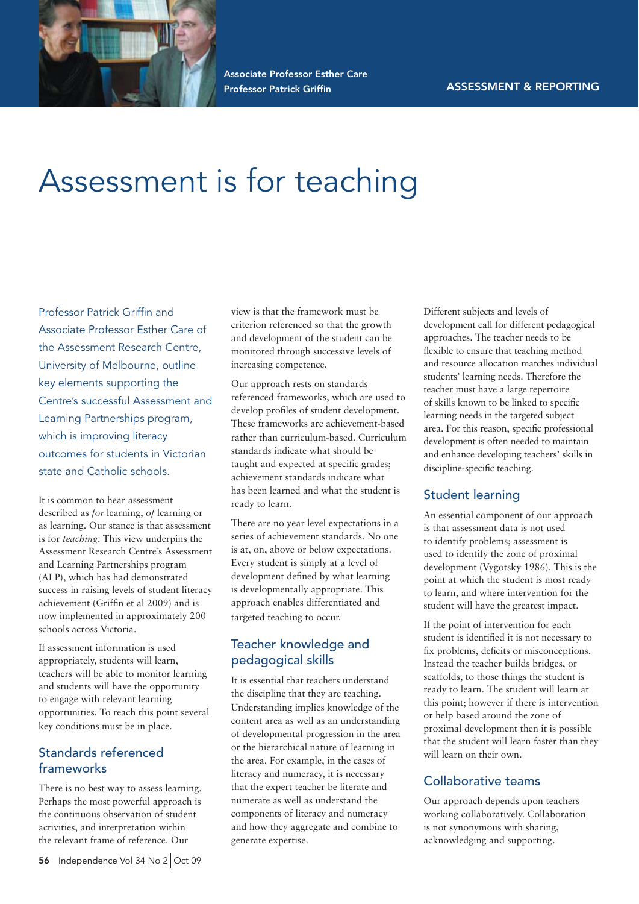Associate Professor Esther Care
Professor Patrick Griffin

ASSESSMENT & REPORTING

# Assessment is for teaching

Professor Patrick Griffin and Associate Professor Esther Care of the Assessment Research Centre, University of Melbourne, outline key elements supporting the Centre's successful Assessment and Learning Partnerships program, which is improving literacy outcomes for students in Victorian state and Catholic schools.

It is common to hear assessment described as *for* learning, *of* learning or as learning. Our stance is that assessment is for *teaching*. This view underpins the Assessment Research Centre's Assessment and Learning Partnerships program (ALP), which has had demonstrated success in raising levels of student literacy achievement (Griffin et al 2009) and is now implemented in approximately 200 schools across Victoria.

If assessment information is used appropriately, students will learn, teachers will be able to monitor learning and students will have the opportunity to engage with relevant learning opportunities. To reach this point several key conditions must be in place.

## Standards referenced frameworks

There is no best way to assess learning. Perhaps the most powerful approach is the continuous observation of student activities, and interpretation within the relevant frame of reference. Our view is that the framework must be criterion referenced so that the growth and development of the student can be monitored through successive levels of increasing competence.

Our approach rests on standards referenced frameworks, which are used to develop profiles of student development. These frameworks are achievement-based rather than curriculum-based. Curriculum standards indicate what should be taught and expected at specific grades; achievement standards indicate what has been learned and what the student is ready to learn.

There are no year level expectations in a series of achievement standards. No one is at, on, above or below expectations. Every student is simply at a level of development defined by what learning is developmentally appropriate. This approach enables differentiated and targeted teaching to occur.

## Teacher knowledge and pedagogical skills

It is essential that teachers understand the discipline that they are teaching. Understanding implies knowledge of the content area as well as an understanding of developmental progression in the area or the hierarchical nature of learning in the area. For example, in the cases of literacy and numeracy, it is necessary that the expert teacher be literate and numerate as well as understand the components of literacy and numeracy and how they aggregate and combine to generate expertise.

Different subjects and levels of development call for different pedagogical approaches. The teacher needs to be flexible to ensure that teaching method and resource allocation matches individual students' learning needs. Therefore the teacher must have a large repertoire of skills known to be linked to specific learning needs in the targeted subject area. For this reason, specific professional development is often needed to maintain and enhance developing teachers' skills in discipline-specific teaching.

## Student learning

An essential component of our approach is that assessment data is not used to identify problems; assessment is used to identify the zone of proximal development (Vygotsky 1986). This is the point at which the student is most ready to learn, and where intervention for the student will have the greatest impact.

If the point of intervention for each student is identified it is not necessary to fix problems, deficits or misconceptions. Instead the teacher builds bridges, or scaffolds, to those things the student is ready to learn. The student will learn at this point; however if there is intervention or help based around the zone of proximal development then it is possible that the student will learn faster than they will learn on their own.

## Collaborative teams

Our approach depends upon teachers working collaboratively. Collaboration is not synonymous with sharing, acknowledging and supporting.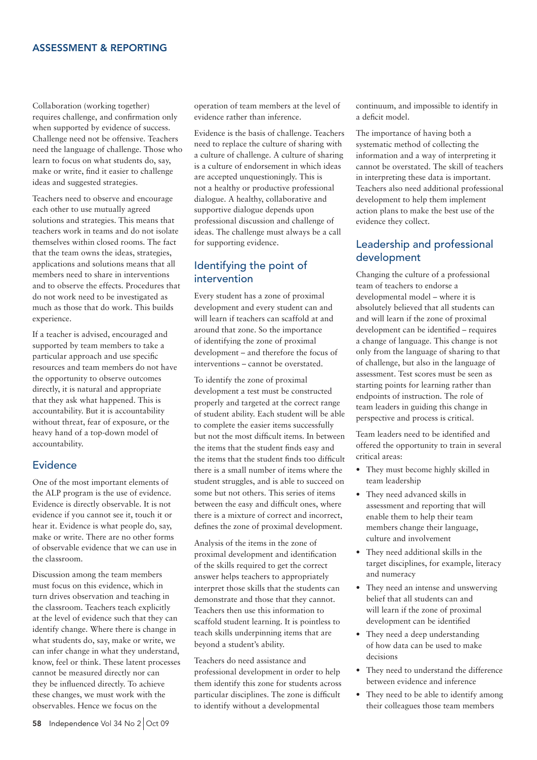Collaboration (working together) requires challenge, and confirmation only when supported by evidence of success. Challenge need not be offensive. Teachers need the language of challenge. Those who learn to focus on what students do, say, make or write, find it easier to challenge ideas and suggested strategies.

Teachers need to observe and encourage each other to use mutually agreed solutions and strategies. This means that teachers work in teams and do not isolate themselves within closed rooms. The fact that the team owns the ideas, strategies, applications and solutions means that all members need to share in interventions and to observe the effects. Procedures that do not work need to be investigated as much as those that do work. This builds experience.

If a teacher is advised, encouraged and supported by team members to take a particular approach and use specific resources and team members do not have the opportunity to observe outcomes directly, it is natural and appropriate that they ask what happened. This is accountability. But it is accountability without threat, fear of exposure, or the heavy hand of a top-down model of accountability.

## Evidence

One of the most important elements of the ALP program is the use of evidence. Evidence is directly observable. It is not evidence if you cannot see it, touch it or hear it. Evidence is what people do, say, make or write. There are no other forms of observable evidence that we can use in the classroom.

Discussion among the team members must focus on this evidence, which in turn drives observation and teaching in the classroom. Teachers teach explicitly at the level of evidence such that they can identify change. Where there is change in what students do, say, make or write, we can infer change in what they understand, know, feel or think. These latent processes cannot be measured directly nor can they be influenced directly. To achieve these changes, we must work with the observables. Hence we focus on the operation of team members at the level of evidence rather than inference.

Evidence is the basis of challenge. Teachers need to replace the culture of sharing with a culture of challenge. A culture of sharing is a culture of endorsement in which ideas are accepted unquestioningly. This is not a healthy or productive professional dialogue. A healthy, collaborative and supportive dialogue depends upon professional discussion and challenge of ideas. The challenge must always be a call for supporting evidence.

## Identifying the point of intervention

Every student has a zone of proximal development and every student can and will learn if teachers can scaffold at and around that zone. So the importance of identifying the zone of proximal development – and therefore the focus of interventions – cannot be overstated.

To identify the zone of proximal development a test must be constructed properly and targeted at the correct range of student ability. Each student will be able to complete the easier items successfully but not the most difficult items. In between the items that the student finds easy and the items that the student finds too difficult there is a small number of items where the student struggles, and is able to succeed on some but not others. This series of items between the easy and difficult ones, where there is a mixture of correct and incorrect, defines the zone of proximal development.

Analysis of the items in the zone of proximal development and identification of the skills required to get the correct answer helps teachers to appropriately interpret those skills that the students can demonstrate and those that they cannot. Teachers then use this information to scaffold student learning. It is pointless to teach skills underpinning items that are beyond a student's ability.

Teachers do need assistance and professional development in order to help them identify this zone for students across particular disciplines. The zone is difficult to identify without a developmental continuum, and impossible to identify in a deficit model.

The importance of having both a systematic method of collecting the information and a way of interpreting it cannot be overstated. The skill of teachers in interpreting these data is important. Teachers also need additional professional development to help them implement action plans to make the best use of the evidence they collect.

## Leadership and professional development

Changing the culture of a professional team of teachers to endorse a developmental model – where it is absolutely believed that all students can and will learn if the zone of proximal development can be identified – requires a change of language. This change is not only from the language of sharing to that of challenge, but also in the language of assessment. Test scores must be seen as starting points for learning rather than endpoints of instruction. The role of team leaders in guiding this change in perspective and process is critical.

Team leaders need to be identified and offered the opportunity to train in several critical areas:

- They must become highly skilled in team leadership
- They need advanced skills in assessment and reporting that will enable them to help their team members change their language, culture and involvement
- They need additional skills in the target disciplines, for example, literacy and numeracy
- They need an intense and unswerving belief that all students can and will learn if the zone of proximal development can be identified
- They need a deep understanding of how data can be used to make decisions
- They need to understand the difference between evidence and inference
- They need to be able to identify among their colleagues those team members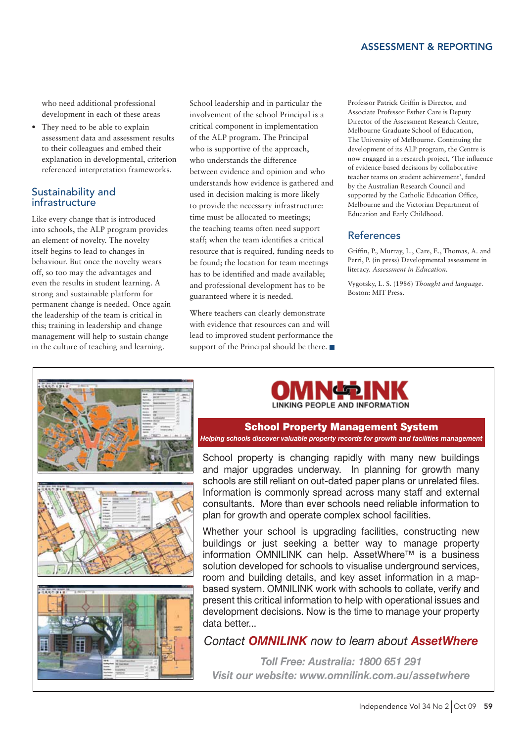who need additional professional development in each of these areas

- They need to be able to explain assessment data and assessment results to their colleagues and embed their explanation in developmental, criterion referenced interpretation frameworks.

## Sustainability and infrastructure

Like every change that is introduced into schools, the ALP program provides an element of novelty. The novelty itself begins to lead to changes in behaviour. But once the novelty wears off, so too may the advantages and even the results in student learning. A strong and sustainable platform for permanent change is needed. Once again the leadership of the team is critical in this; training in leadership and change management will help to sustain change in the culture of teaching and learning.

School leadership and in particular the involvement of the school Principal is a critical component in implementation of the ALP program. The Principal who is supportive of the approach, who understands the difference between evidence and opinion and who understands how evidence is gathered and used in decision making is more likely to provide the necessary infrastructure: time must be allocated to meetings; the teaching teams often need support staff; when the team identifies a critical resource that is required, funding needs to be found; the location for team meetings has to be identified and made available; and professional development has to be guaranteed where it is needed.

Where teachers can clearly demonstrate with evidence that resources can and will lead to improved student performance the support of the Principal should be there. ■

Professor Patrick Griffin is Director, and Associate Professor Esther Care is Deputy Director of the Assessment Research Centre, Melbourne Graduate School of Education, The University of Melbourne. Continuing the development of its ALP program, the Centre is now engaged in a research project, 'The influence of evidence-based decisions by collaborative teacher teams on student achievement', funded by the Australian Research Council and supported by the Catholic Education Office, Melbourne and the Victorian Department of Education and Early Childhood.

## References

Griffin, P., Murray, L., Care, E., Thomas, A. and Perri, P. (in press) Developmental assessment in literacy. *Assessment in Education.*

Vygotsky, L. S. (1986) *Thought and language*. Boston: MIT Press.

OMNILINK
LINKING PEOPLE AND INFORMATION

**School Property Management System**

*Helping schools discover valuable property records for growth and facilities management*

School property is changing rapidly with many new buildings and major upgrades underway. In planning for growth many schools are still reliant on out-dated paper plans or unrelated files. Information is commonly spread across many staff and external consultants. More than ever schools need reliable information to plan for growth and operate complex school facilities.

Whether your school is upgrading facilities, constructing new buildings or just seeking a better way to manage property information OMNILINK can help. AssetWhere™ is a business solution developed for schools to visualise underground services, room and building details, and key asset information in a map-based system. OMNILINK work with schools to collate, verify and present this critical information to help with operational issues and development decisions. Now is the time to manage your property data better...

*Contact **OMNILINK** now to learn about **AssetWhere***

*Toll Free: Australia: 1800 651 291*

*Visit our website: www.omnilink.com.au/assetwhere*